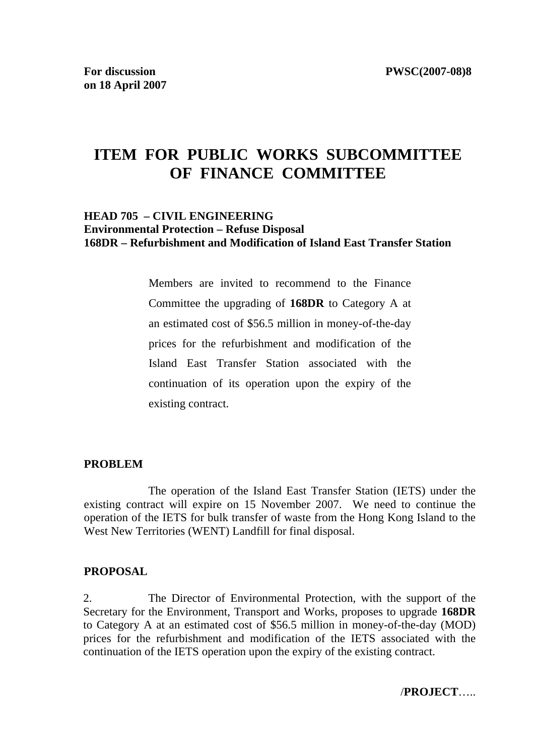**For discussion on 18 April 2007** **PWSC(2007-08)8**

# ITEM FOR PUBLIC WORKS SUBCOMMITTEE OF FINANCE COMMITTEE

**HEAD 705 – CIVIL ENGINEERING**
**Environmental Protection – Refuse Disposal**
**168DR – Refurbishment and Modification of Island East Transfer Station**

> Members are invited to recommend to the Finance Committee the upgrading of **168DR** to Category A at an estimated cost of $56.5 million in money-of-the-day prices for the refurbishment and modification of the Island East Transfer Station associated with the continuation of its operation upon the expiry of the existing contract.

**PROBLEM**

The operation of the Island East Transfer Station (IETS) under the existing contract will expire on 15 November 2007. We need to continue the operation of the IETS for bulk transfer of waste from the Hong Kong Island to the West New Territories (WENT) Landfill for final disposal.

**PROPOSAL**

2. The Director of Environmental Protection, with the support of the Secretary for the Environment, Transport and Works, proposes to upgrade **168DR** to Category A at an estimated cost of $56.5 million in money-of-the-day (MOD) prices for the refurbishment and modification of the IETS associated with the continuation of the IETS operation upon the expiry of the existing contract.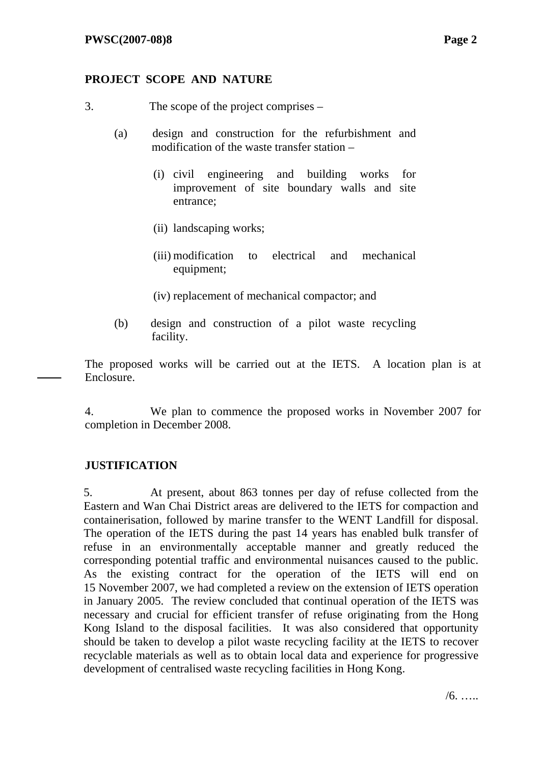**PROJECT SCOPE AND NATURE**

3. The scope of the project comprises –

(a) design and construction for the refurbishment and modification of the waste transfer station –

(i) civil engineering and building works for improvement of site boundary walls and site entrance;

(ii) landscaping works;

(iii) modification to electrical and mechanical equipment;

(iv) replacement of mechanical compactor; and

(b) design and construction of a pilot waste recycling facility.

The proposed works will be carried out at the IETS. A location plan is at Enclosure.

4. We plan to commence the proposed works in November 2007 for completion in December 2008.

**JUSTIFICATION**

5. At present, about 863 tonnes per day of refuse collected from the Eastern and Wan Chai District areas are delivered to the IETS for compaction and containerisation, followed by marine transfer to the WENT Landfill for disposal. The operation of the IETS during the past 14 years has enabled bulk transfer of refuse in an environmentally acceptable manner and greatly reduced the corresponding potential traffic and environmental nuisances caused to the public. As the existing contract for the operation of the IETS will end on 15 November 2007, we had completed a review on the extension of IETS operation in January 2005. The review concluded that continual operation of the IETS was necessary and crucial for efficient transfer of refuse originating from the Hong Kong Island to the disposal facilities. It was also considered that opportunity should be taken to develop a pilot waste recycling facility at the IETS to recover recyclable materials as well as to obtain local data and experience for progressive development of centralised waste recycling facilities in Hong Kong.

/6. …..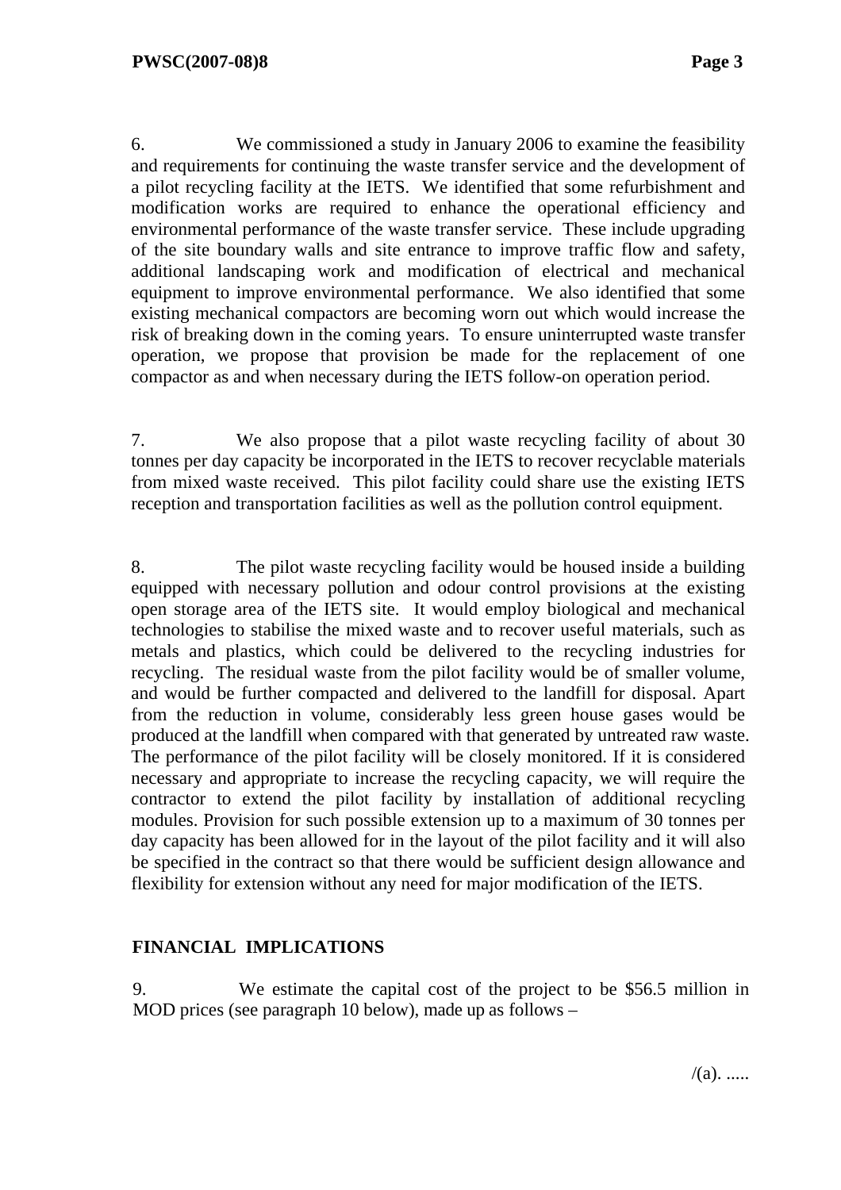6. We commissioned a study in January 2006 to examine the feasibility and requirements for continuing the waste transfer service and the development of a pilot recycling facility at the IETS. We identified that some refurbishment and modification works are required to enhance the operational efficiency and environmental performance of the waste transfer service. These include upgrading of the site boundary walls and site entrance to improve traffic flow and safety, additional landscaping work and modification of electrical and mechanical equipment to improve environmental performance. We also identified that some existing mechanical compactors are becoming worn out which would increase the risk of breaking down in the coming years. To ensure uninterrupted waste transfer operation, we propose that provision be made for the replacement of one compactor as and when necessary during the IETS follow-on operation period.

7. We also propose that a pilot waste recycling facility of about 30 tonnes per day capacity be incorporated in the IETS to recover recyclable materials from mixed waste received. This pilot facility could share use the existing IETS reception and transportation facilities as well as the pollution control equipment.

8. The pilot waste recycling facility would be housed inside a building equipped with necessary pollution and odour control provisions at the existing open storage area of the IETS site. It would employ biological and mechanical technologies to stabilise the mixed waste and to recover useful materials, such as metals and plastics, which could be delivered to the recycling industries for recycling. The residual waste from the pilot facility would be of smaller volume, and would be further compacted and delivered to the landfill for disposal. Apart from the reduction in volume, considerably less green house gases would be produced at the landfill when compared with that generated by untreated raw waste. The performance of the pilot facility will be closely monitored. If it is considered necessary and appropriate to increase the recycling capacity, we will require the contractor to extend the pilot facility by installation of additional recycling modules. Provision for such possible extension up to a maximum of 30 tonnes per day capacity has been allowed for in the layout of the pilot facility and it will also be specified in the contract so that there would be sufficient design allowance and flexibility for extension without any need for major modification of the IETS.

## FINANCIAL IMPLICATIONS

9. We estimate the capital cost of the project to be $56.5 million in MOD prices (see paragraph 10 below), made up as follows –

/(a). .....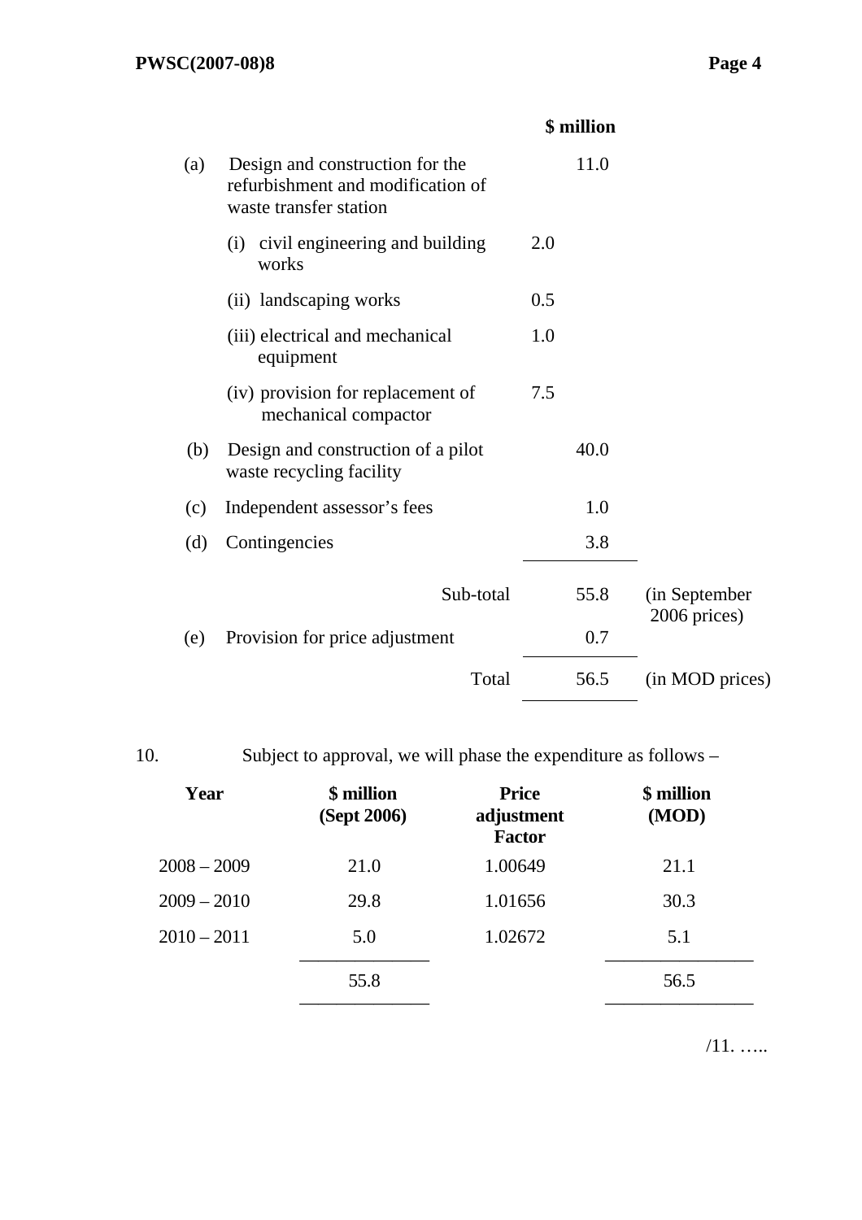| | | | $ million | |
|---|---|---|---|---|
| (a) | Design and construction for the refurbishment and modification of waste transfer station | | 11.0 | |
| | (i) civil engineering and building works | 2.0 | | |
| | (ii) landscaping works | 0.5 | | |
| | (iii) electrical and mechanical equipment | 1.0 | | |
| | (iv) provision for replacement of mechanical compactor | 7.5 | | |
| (b) | Design and construction of a pilot waste recycling facility | | 40.0 | |
| (c) | Independent assessor's fees | | 1.0 | |
| (d) | Contingencies | | 3.8 | |
| | Sub-total | | 55.8 | (in September 2006 prices) |
| (e) | Provision for price adjustment | | 0.7 | |
| | Total | | 56.5 | (in MOD prices) |

10. Subject to approval, we will phase the expenditure as follows –

| Year | $ million (Sept 2006) | Price adjustment Factor | $ million (MOD) |
|---|---|---|---|
| 2008 – 2009 | 21.0 | 1.00649 | 21.1 |
| 2009 – 2010 | 29.8 | 1.01656 | 30.3 |
| 2010 – 2011 | 5.0 | 1.02672 | 5.1 |
| | 55.8 | | 56.5 |

/11. …..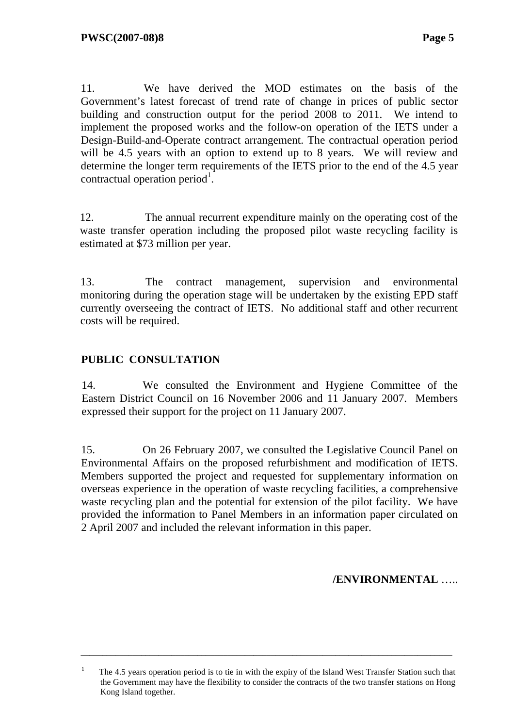11. We have derived the MOD estimates on the basis of the Government's latest forecast of trend rate of change in prices of public sector building and construction output for the period 2008 to 2011. We intend to implement the proposed works and the follow-on operation of the IETS under a Design-Build-and-Operate contract arrangement. The contractual operation period will be 4.5 years with an option to extend up to 8 years. We will review and determine the longer term requirements of the IETS prior to the end of the 4.5 year contractual operation period[1].

12. The annual recurrent expenditure mainly on the operating cost of the waste transfer operation including the proposed pilot waste recycling facility is estimated at $73 million per year.

13. The contract management, supervision and environmental monitoring during the operation stage will be undertaken by the existing EPD staff currently overseeing the contract of IETS. No additional staff and other recurrent costs will be required.

## PUBLIC CONSULTATION

14. We consulted the Environment and Hygiene Committee of the Eastern District Council on 16 November 2006 and 11 January 2007. Members expressed their support for the project on 11 January 2007.

15. On 26 February 2007, we consulted the Legislative Council Panel on Environmental Affairs on the proposed refurbishment and modification of IETS. Members supported the project and requested for supplementary information on overseas experience in the operation of waste recycling facilities, a comprehensive waste recycling plan and the potential for extension of the pilot facility. We have provided the information to Panel Members in an information paper circulated on 2 April 2007 and included the relevant information in this paper.

---

[1] The 4.5 years operation period is to tie in with the expiry of the Island West Transfer Station such that the Government may have the flexibility to consider the contracts of the two transfer stations on Hong Kong Island together.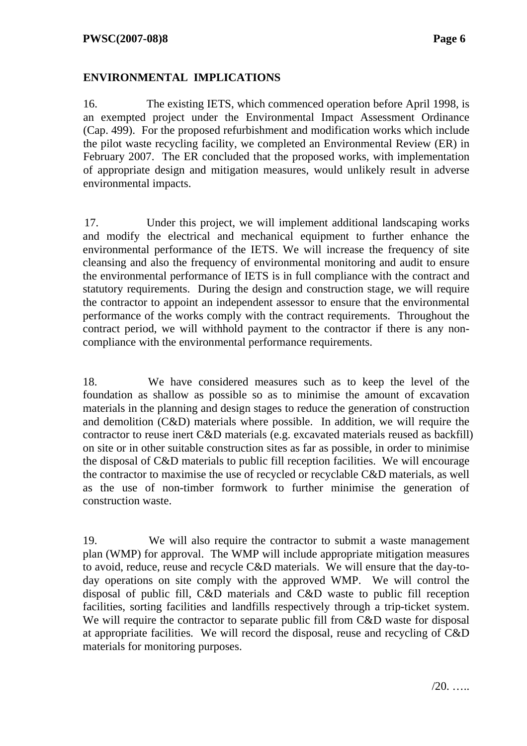## ENVIRONMENTAL IMPLICATIONS

16. The existing IETS, which commenced operation before April 1998, is an exempted project under the Environmental Impact Assessment Ordinance (Cap. 499). For the proposed refurbishment and modification works which include the pilot waste recycling facility, we completed an Environmental Review (ER) in February 2007. The ER concluded that the proposed works, with implementation of appropriate design and mitigation measures, would unlikely result in adverse environmental impacts.

17. Under this project, we will implement additional landscaping works and modify the electrical and mechanical equipment to further enhance the environmental performance of the IETS. We will increase the frequency of site cleansing and also the frequency of environmental monitoring and audit to ensure the environmental performance of IETS is in full compliance with the contract and statutory requirements. During the design and construction stage, we will require the contractor to appoint an independent assessor to ensure that the environmental performance of the works comply with the contract requirements. Throughout the contract period, we will withhold payment to the contractor if there is any non-compliance with the environmental performance requirements.

18. We have considered measures such as to keep the level of the foundation as shallow as possible so as to minimise the amount of excavation materials in the planning and design stages to reduce the generation of construction and demolition (C&D) materials where possible. In addition, we will require the contractor to reuse inert C&D materials (e.g. excavated materials reused as backfill) on site or in other suitable construction sites as far as possible, in order to minimise the disposal of C&D materials to public fill reception facilities. We will encourage the contractor to maximise the use of recycled or recyclable C&D materials, as well as the use of non-timber formwork to further minimise the generation of construction waste.

19. We will also require the contractor to submit a waste management plan (WMP) for approval. The WMP will include appropriate mitigation measures to avoid, reduce, reuse and recycle C&D materials. We will ensure that the day-to-day operations on site comply with the approved WMP. We will control the disposal of public fill, C&D materials and C&D waste to public fill reception facilities, sorting facilities and landfills respectively through a trip-ticket system. We will require the contractor to separate public fill from C&D waste for disposal at appropriate facilities. We will record the disposal, reuse and recycling of C&D materials for monitoring purposes.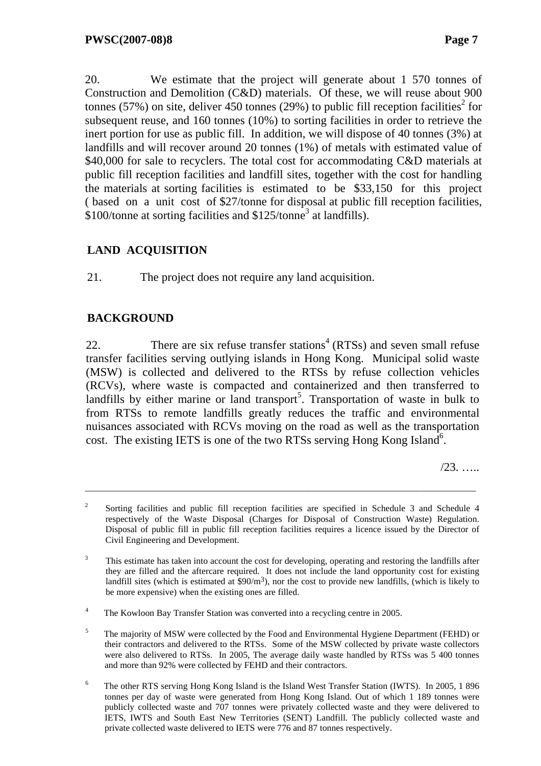20. We estimate that the project will generate about 1 570 tonnes of Construction and Demolition (C&D) materials. Of these, we will reuse about 900 tonnes (57%) on site, deliver 450 tonnes (29%) to public fill reception facilities[2] for subsequent reuse, and 160 tonnes (10%) to sorting facilities in order to retrieve the inert portion for use as public fill. In addition, we will dispose of 40 tonnes (3%) at landfills and will recover around 20 tonnes (1%) of metals with estimated value of \$40,000 for sale to recyclers. The total cost for accommodating C&D materials at public fill reception facilities and landfill sites, together with the cost for handling the materials at sorting facilities is estimated to be \$33,150 for this project ( based on a unit cost of \$27/tonne for disposal at public fill reception facilities, \$100/tonne at sorting facilities and \$125/tonne[3] at landfills).

## LAND ACQUISITION

21. The project does not require any land acquisition.

## BACKGROUND

22. There are six refuse transfer stations[4] (RTSs) and seven small refuse transfer facilities serving outlying islands in Hong Kong. Municipal solid waste (MSW) is collected and delivered to the RTSs by refuse collection vehicles (RCVs), where waste is compacted and containerized and then transferred to landfills by either marine or land transport[5]. Transportation of waste in bulk to from RTSs to remote landfills greatly reduces the traffic and environmental nuisances associated with RCVs moving on the road as well as the transportation cost. The existing IETS is one of the two RTSs serving Hong Kong Island[6].

/23. …..

---

[2] Sorting facilities and public fill reception facilities are specified in Schedule 3 and Schedule 4 respectively of the Waste Disposal (Charges for Disposal of Construction Waste) Regulation. Disposal of public fill in public fill reception facilities requires a licence issued by the Director of Civil Engineering and Development.

[3] This estimate has taken into account the cost for developing, operating and restoring the landfills after they are filled and the aftercare required. It does not include the land opportunity cost for existing landfill sites (which is estimated at \$90/$m^3$), nor the cost to provide new landfills, (which is likely to be more expensive) when the existing ones are filled.

[4] The Kowloon Bay Transfer Station was converted into a recycling centre in 2005.

[5] The majority of MSW were collected by the Food and Environmental Hygiene Department (FEHD) or their contractors and delivered to the RTSs. Some of the MSW collected by private waste collectors were also delivered to RTSs. In 2005, The average daily waste handled by RTSs was 5 400 tonnes and more than 92% were collected by FEHD and their contractors.

[6] The other RTS serving Hong Kong Island is the Island West Transfer Station (IWTS). In 2005, 1 896 tonnes per day of waste were generated from Hong Kong Island. Out of which 1 189 tonnes were publicly collected waste and 707 tonnes were privately collected waste and they were delivered to IETS, IWTS and South East New Territories (SENT) Landfill. The publicly collected waste and private collected waste delivered to IETS were 776 and 87 tonnes respectively.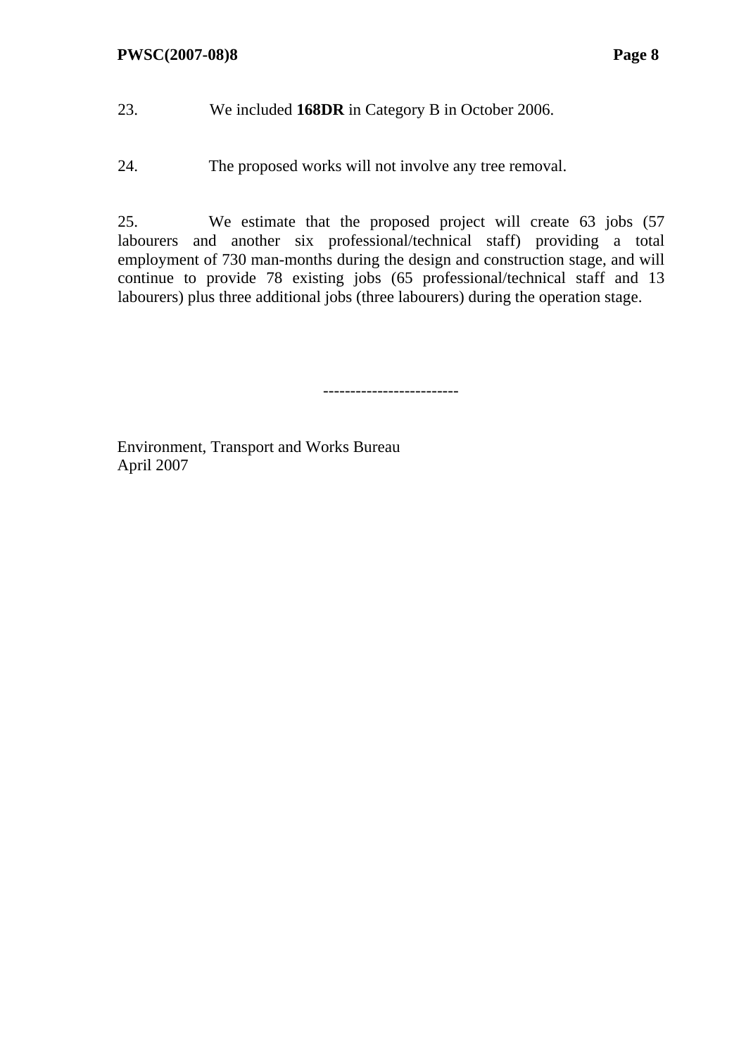23. We included **168DR** in Category B in October 2006.

24. The proposed works will not involve any tree removal.

25. We estimate that the proposed project will create 63 jobs (57 labourers and another six professional/technical staff) providing a total employment of 730 man-months during the design and construction stage, and will continue to provide 78 existing jobs (65 professional/technical staff and 13 labourers) plus three additional jobs (three labourers) during the operation stage.

------------------------

Environment, Transport and Works Bureau
April 2007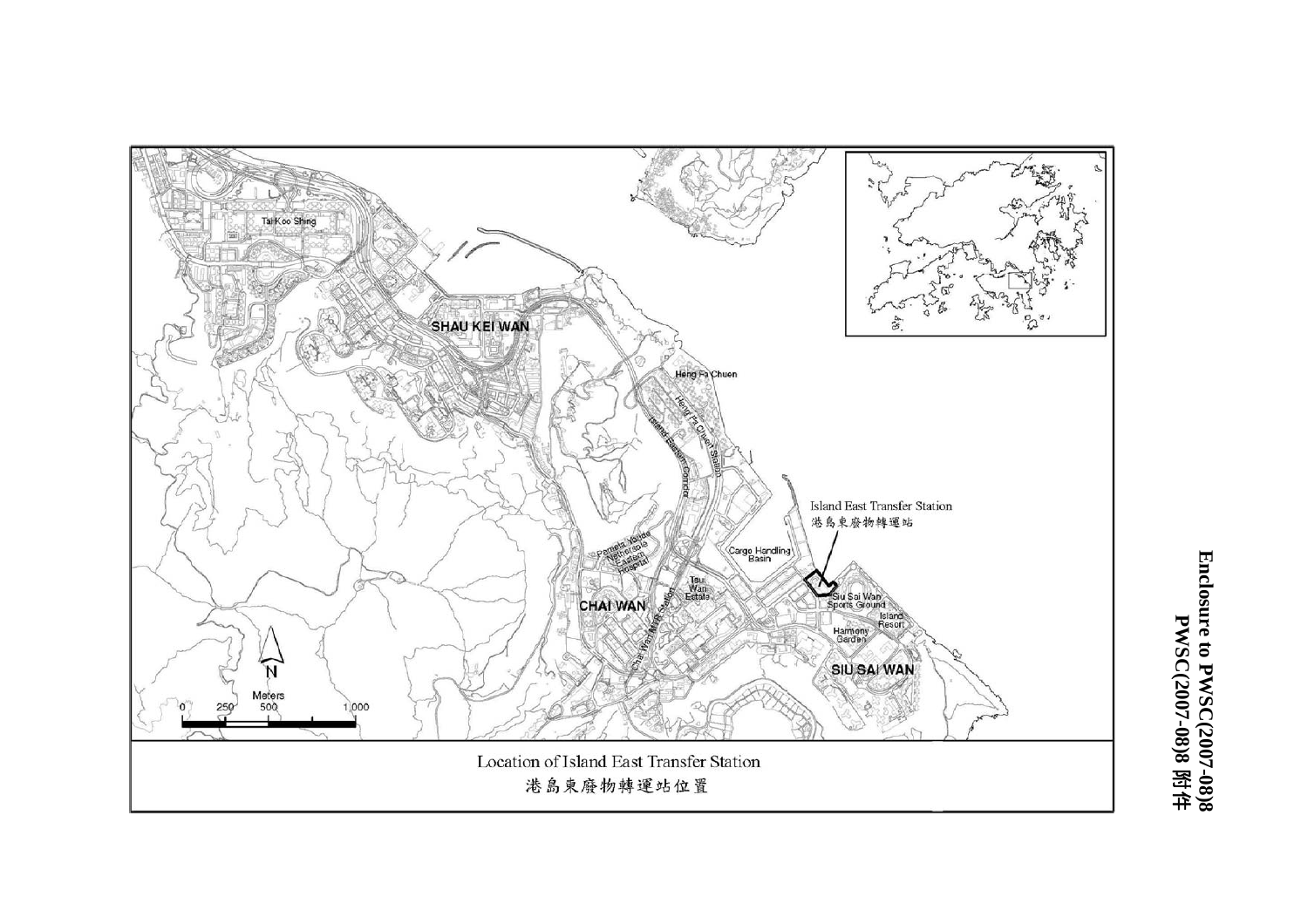Enclosure to PWSC(2007-08)8
PWSC(2007-08)8 附件

Tai Koo Shing

SHAU KEI WAN

Heng Fa Chuen

Heng Fa Chuen Station

Island Eastern Corridor

Island East Transfer Station
港島東廢物轉運站

Cargo Handling Basin

Pamela Youde Nethersole Eastern Hospital

CHAI WAN

Chai Wan MTR Station

Tsui Wan Estate

Siu Sai Wan Sports Ground

Island Resort

Harmony Garden

SIU SAI WAN

N

Meters
0 250 500 1,000

Location of Island East Transfer Station
港島東廢物轉運站位置